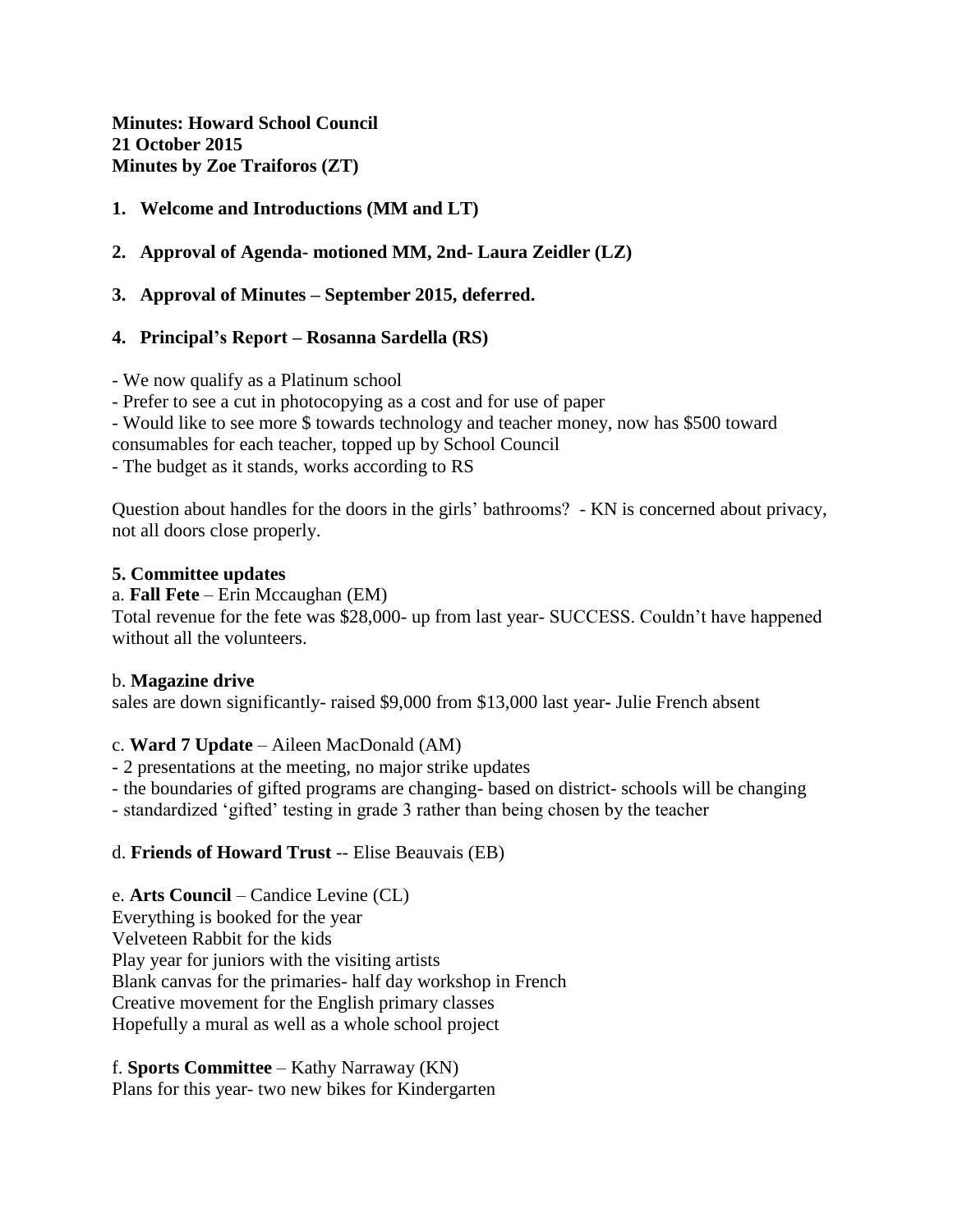**Minutes: Howard School Council**
**21 October 2015**
**Minutes by Zoe Traiforos (ZT)**

1. **Welcome and Introductions (MM and LT)**

2. **Approval of Agenda- motioned MM, 2nd- Laura Zeidler (LZ)**

3. **Approval of Minutes – September 2015, deferred.**

4. **Principal's Report – Rosanna Sardella (RS)**

- We now qualify as a Platinum school
- Prefer to see a cut in photocopying as a cost and for use of paper
- Would like to see more $ towards technology and teacher money, now has $500 toward consumables for each teacher, topped up by School Council
- The budget as it stands, works according to RS

Question about handles for the doors in the girls' bathrooms? - KN is concerned about privacy, not all doors close properly.

**5. Committee updates**

a. **Fall Fete** – Erin Mccaughan (EM)
Total revenue for the fete was $28,000- up from last year- SUCCESS. Couldn't have happened without all the volunteers.

b. **Magazine drive**
sales are down significantly- raised $9,000 from $13,000 last year**-** Julie French absent

c. **Ward 7 Update** – Aileen MacDonald (AM)
- 2 presentations at the meeting, no major strike updates
- the boundaries of gifted programs are changing- based on district- schools will be changing
- standardized 'gifted' testing in grade 3 rather than being chosen by the teacher

d. **Friends of Howard Trust** -- Elise Beauvais (EB)

e. **Arts Council** – Candice Levine (CL)
Everything is booked for the year
Velveteen Rabbit for the kids
Play year for juniors with the visiting artists
Blank canvas for the primaries- half day workshop in French
Creative movement for the English primary classes
Hopefully a mural as well as a whole school project

f. **Sports Committee** – Kathy Narraway (KN)
Plans for this year- two new bikes for Kindergarten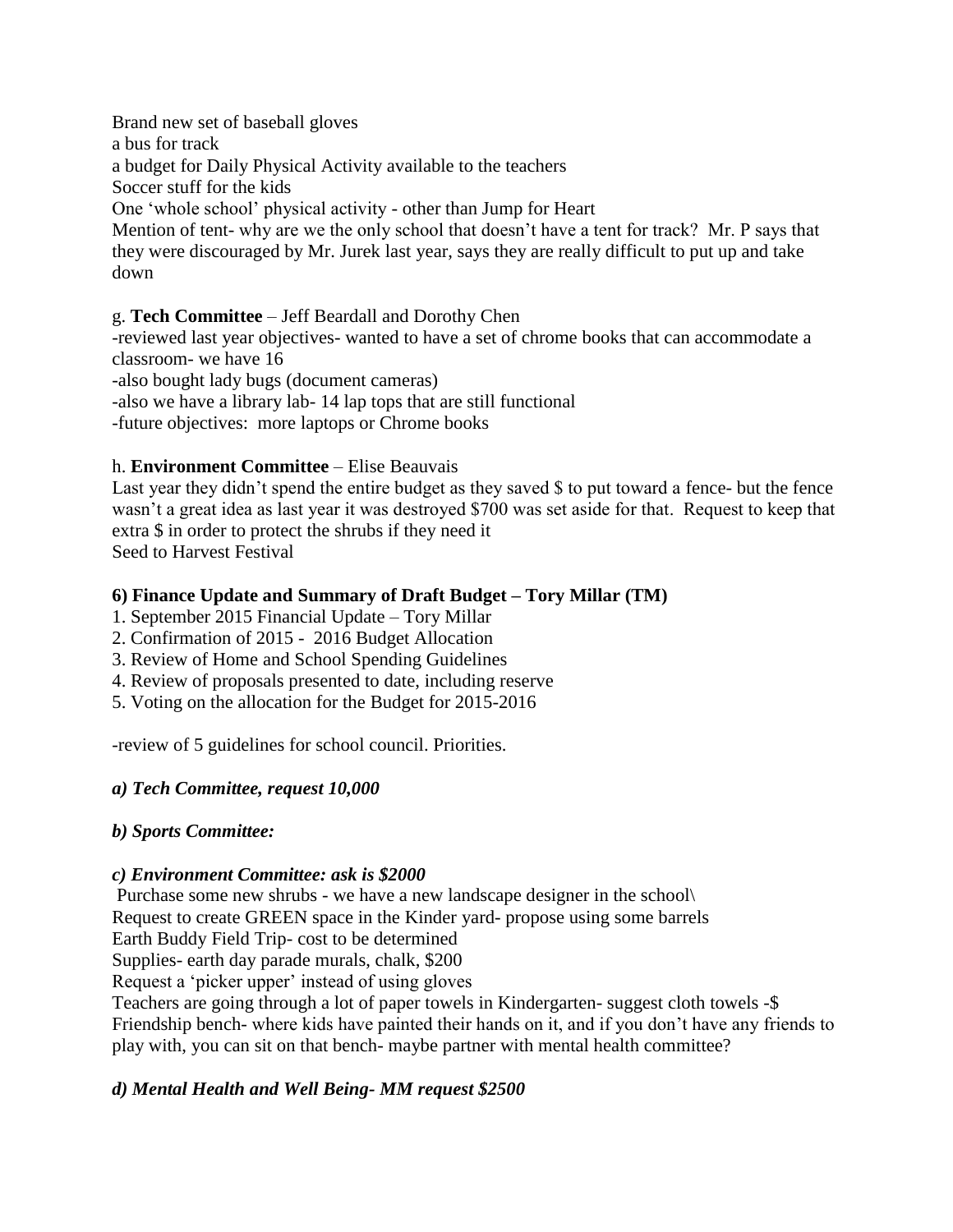Brand new set of baseball gloves
a bus for track
a budget for Daily Physical Activity available to the teachers
Soccer stuff for the kids
One 'whole school' physical activity - other than Jump for Heart
Mention of tent- why are we the only school that doesn't have a tent for track? Mr. P says that they were discouraged by Mr. Jurek last year, says they are really difficult to put up and take down

g. **Tech Committee** – Jeff Beardall and Dorothy Chen
-reviewed last year objectives- wanted to have a set of chrome books that can accommodate a classroom- we have 16
-also bought lady bugs (document cameras)
-also we have a library lab- 14 lap tops that are still functional
-future objectives: more laptops or Chrome books

h. **Environment Committee** – Elise Beauvais
Last year they didn't spend the entire budget as they saved $ to put toward a fence- but the fence wasn't a great idea as last year it was destroyed $700 was set aside for that. Request to keep that extra $ in order to protect the shrubs if they need it
Seed to Harvest Festival

**6) Finance Update and Summary of Draft Budget – Tory Millar (TM)**

1. September 2015 Financial Update – Tory Millar
2. Confirmation of 2015 - 2016 Budget Allocation
3. Review of Home and School Spending Guidelines
4. Review of proposals presented to date, including reserve
5. Voting on the allocation for the Budget for 2015-2016

-review of 5 guidelines for school council. Priorities.

***a) Tech Committee, request 10,000***

***b) Sports Committee:***

***c) Environment Committee: ask is $2000***

Purchase some new shrubs - we have a new landscape designer in the school\
Request to create GREEN space in the Kinder yard- propose using some barrels
Earth Buddy Field Trip- cost to be determined
Supplies- earth day parade murals, chalk, $200
Request a 'picker upper' instead of using gloves
Teachers are going through a lot of paper towels in Kindergarten- suggest cloth towels -$
Friendship bench- where kids have painted their hands on it, and if you don't have any friends to play with, you can sit on that bench- maybe partner with mental health committee?

***d) Mental Health and Well Being- MM request $2500***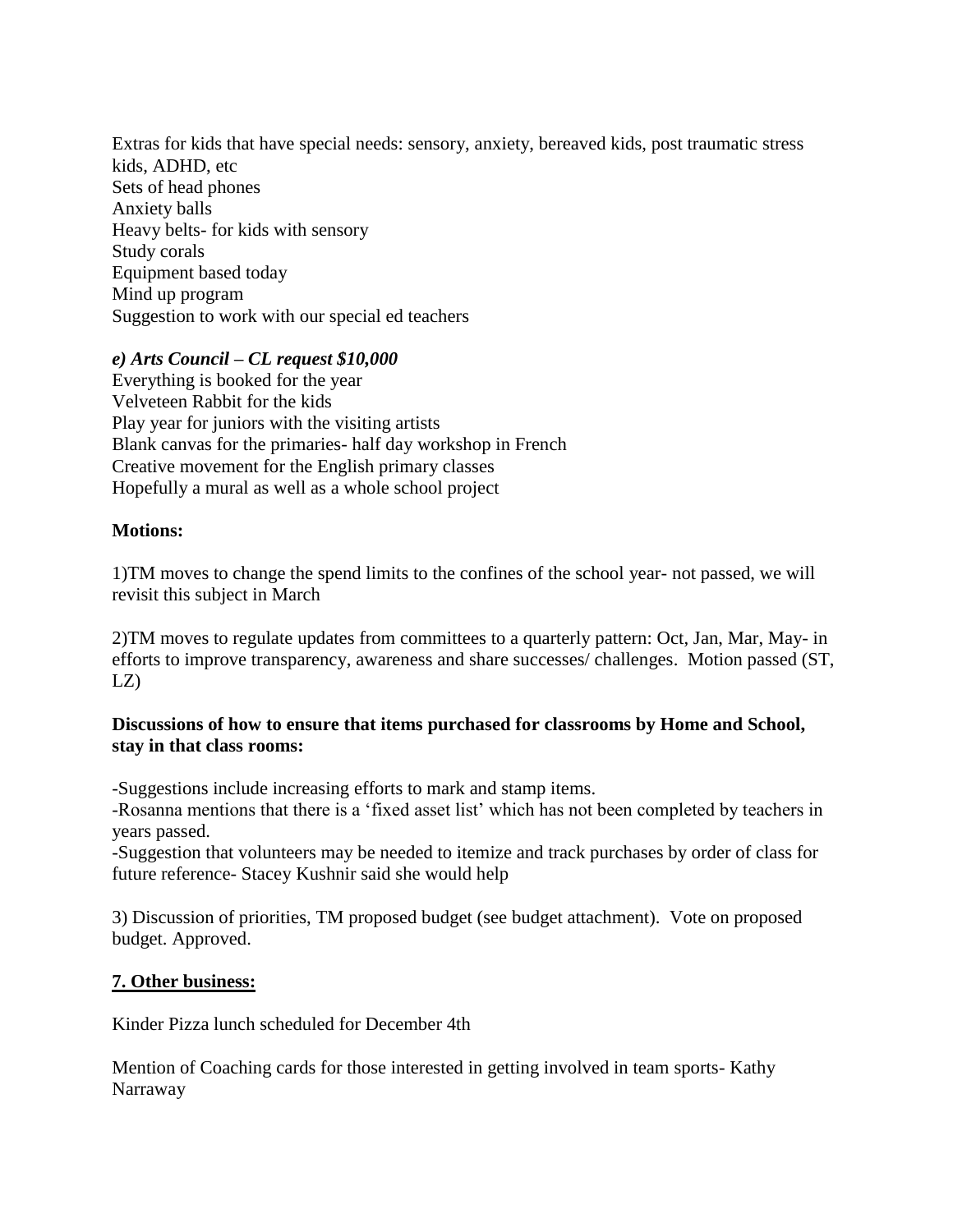Extras for kids that have special needs: sensory, anxiety, bereaved kids, post traumatic stress kids, ADHD, etc
Sets of head phones
Anxiety balls
Heavy belts- for kids with sensory
Study corals
Equipment based today
Mind up program
Suggestion to work with our special ed teachers

***e) Arts Council – CL request $10,000***
Everything is booked for the year
Velveteen Rabbit for the kids
Play year for juniors with the visiting artists
Blank canvas for the primaries- half day workshop in French
Creative movement for the English primary classes
Hopefully a mural as well as a whole school project

**Motions:**

1)TM moves to change the spend limits to the confines of the school year- not passed, we will revisit this subject in March

2)TM moves to regulate updates from committees to a quarterly pattern: Oct, Jan, Mar, May- in efforts to improve transparency, awareness and share successes/ challenges. Motion passed (ST, LZ)

**Discussions of how to ensure that items purchased for classrooms by Home and School, stay in that class rooms:**

-Suggestions include increasing efforts to mark and stamp items.
-Rosanna mentions that there is a 'fixed asset list' which has not been completed by teachers in years passed.
-Suggestion that volunteers may be needed to itemize and track purchases by order of class for future reference- Stacey Kushnir said she would help

3) Discussion of priorities, TM proposed budget (see budget attachment). Vote on proposed budget. Approved.

**7. Other business:**

Kinder Pizza lunch scheduled for December 4th

Mention of Coaching cards for those interested in getting involved in team sports- Kathy Narraway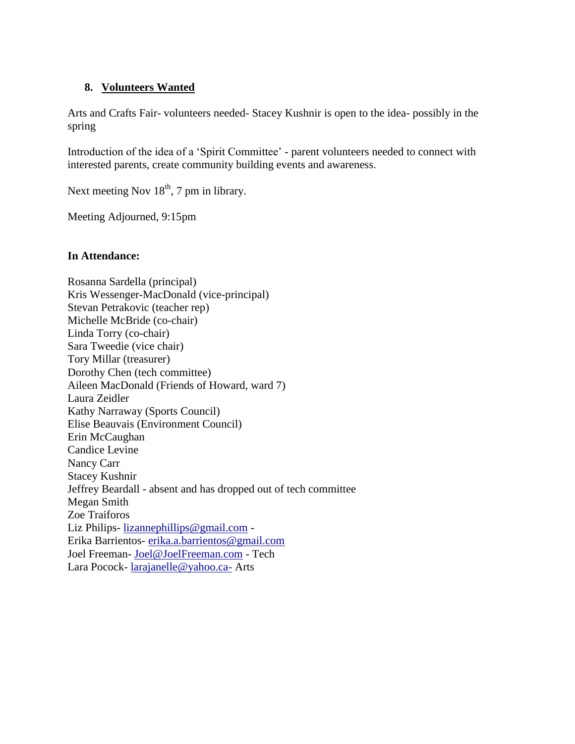## 8. Volunteers Wanted

Arts and Crafts Fair- volunteers needed- Stacey Kushnir is open to the idea- possibly in the spring

Introduction of the idea of a 'Spirit Committee' - parent volunteers needed to connect with interested parents, create community building events and awareness.

Next meeting Nov 18th, 7 pm in library.

Meeting Adjourned, 9:15pm

**In Attendance:**

Rosanna Sardella (principal)  
Kris Wessenger-MacDonald (vice-principal)  
Stevan Petrakovic (teacher rep)  
Michelle McBride (co-chair)  
Linda Torry (co-chair)  
Sara Tweedie (vice chair)  
Tory Millar (treasurer)  
Dorothy Chen (tech committee)  
Aileen MacDonald (Friends of Howard, ward 7)  
Laura Zeidler  
Kathy Narraway (Sports Council)  
Elise Beauvais (Environment Council)  
Erin McCaughan  
Candice Levine  
Nancy Carr  
Stacey Kushnir  
Jeffrey Beardall - absent and has dropped out of tech committee  
Megan Smith  
Zoe Traiforos  
Liz Philips- lizannephillips@gmail.com -  
Erika Barrientos- erika.a.barrientos@gmail.com  
Joel Freeman- Joel@JoelFreeman.com - Tech  
Lara Pocock- larajanelle@yahoo.ca- Arts